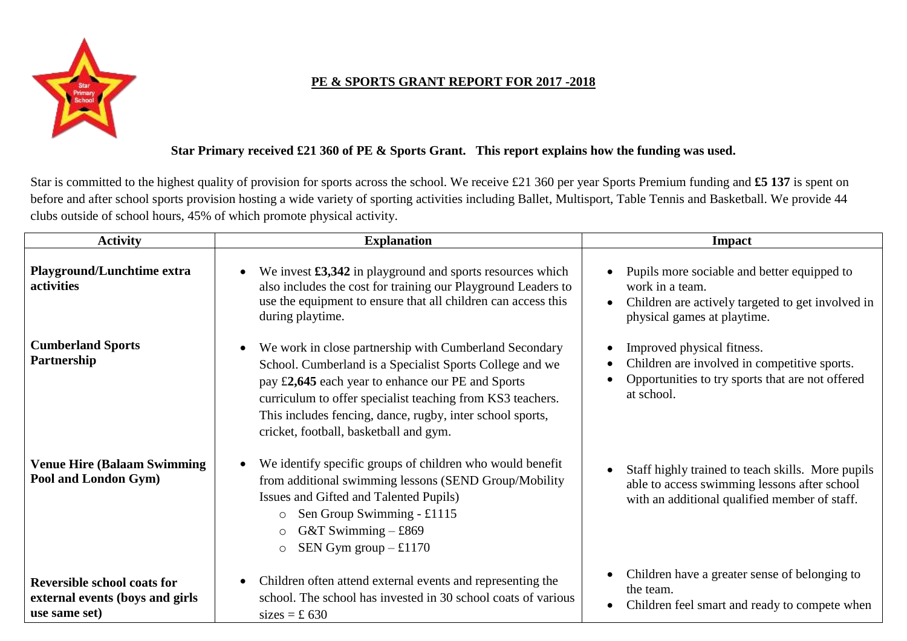# PE & SPORTS GRANT REPORT FOR 2017 -2018

**Star Primary received £21 360 of PE & Sports Grant. This report explains how the funding was used.**

Star is committed to the highest quality of provision for sports across the school. We receive £21 360 per year Sports Premium funding and **£5 137** is spent on before and after school sports provision hosting a wide variety of sporting activities including Ballet, Multisport, Table Tennis and Basketball. We provide 44 clubs outside of school hours, 45% of which promote physical activity.

| Activity | Explanation | Impact |
|---|---|---|
| **Playground/Lunchtime extra activities** | • We invest **£3,342** in playground and sports resources which also includes the cost for training our Playground Leaders to use the equipment to ensure that all children can access this during playtime. | • Pupils more sociable and better equipped to work in a team.<br>• Children are actively targeted to get involved in physical games at playtime. |
| **Cumberland Sports Partnership** | • We work in close partnership with Cumberland Secondary School. Cumberland is a Specialist Sports College and we pay £**2,645** each year to enhance our PE and Sports curriculum to offer specialist teaching from KS3 teachers. This includes fencing, dance, rugby, inter school sports, cricket, football, basketball and gym. | • Improved physical fitness.<br>• Children are involved in competitive sports.<br>• Opportunities to try sports that are not offered at school. |
| **Venue Hire (Balaam Swimming Pool and London Gym)** | • We identify specific groups of children who would benefit from additional swimming lessons (SEND Group/Mobility Issues and Gifted and Talented Pupils)<br>&nbsp;&nbsp;&nbsp;&nbsp;o Sen Group Swimming - £1115<br>&nbsp;&nbsp;&nbsp;&nbsp;o G&T Swimming – £869<br>&nbsp;&nbsp;&nbsp;&nbsp;o SEN Gym group – £1170 | • Staff highly trained to teach skills. More pupils able to access swimming lessons after school with an additional qualified member of staff. |
| **Reversible school coats for external events (boys and girls use same set)** | • Children often attend external events and representing the school. The school has invested in 30 school coats of various sizes = £ 630 | • Children have a greater sense of belonging to the team.<br>• Children feel smart and ready to compete when |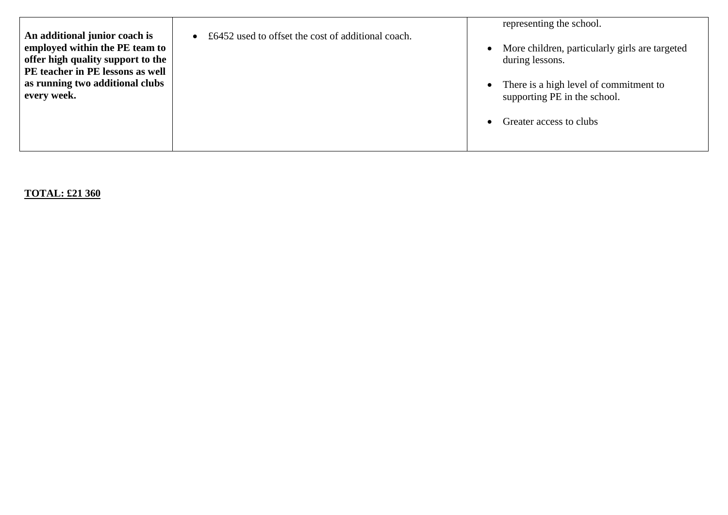| | | |
|---|---|---|
| **An additional junior coach is employed within the PE team to offer high quality support to the PE teacher in PE lessons as well as running two additional clubs every week.** | • £6452 used to offset the cost of additional coach. | representing the school.<br><br>• More children, particularly girls are targeted during lessons.<br><br>• There is a high level of commitment to supporting PE in the school.<br><br>• Greater access to clubs |

**<u>TOTAL: £21 360</u>**